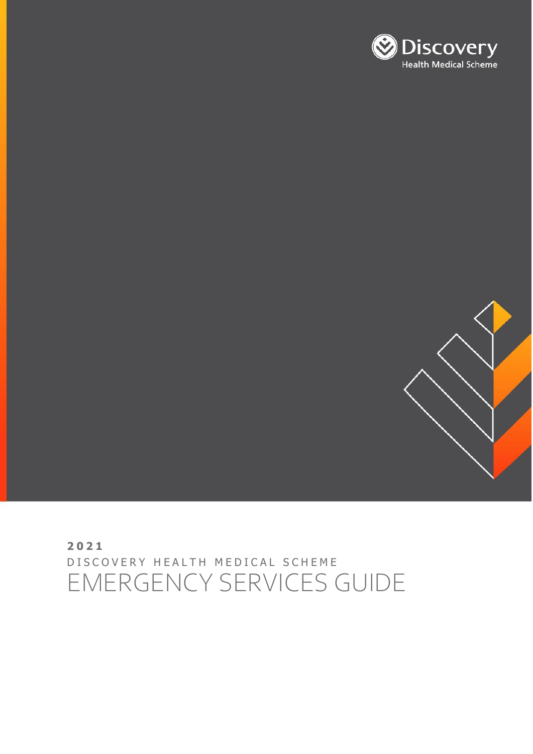Discovery
Health Medical Scheme

**2021**

DISCOVERY HEALTH MEDICAL SCHEME

# EMERGENCY SERVICES GUIDE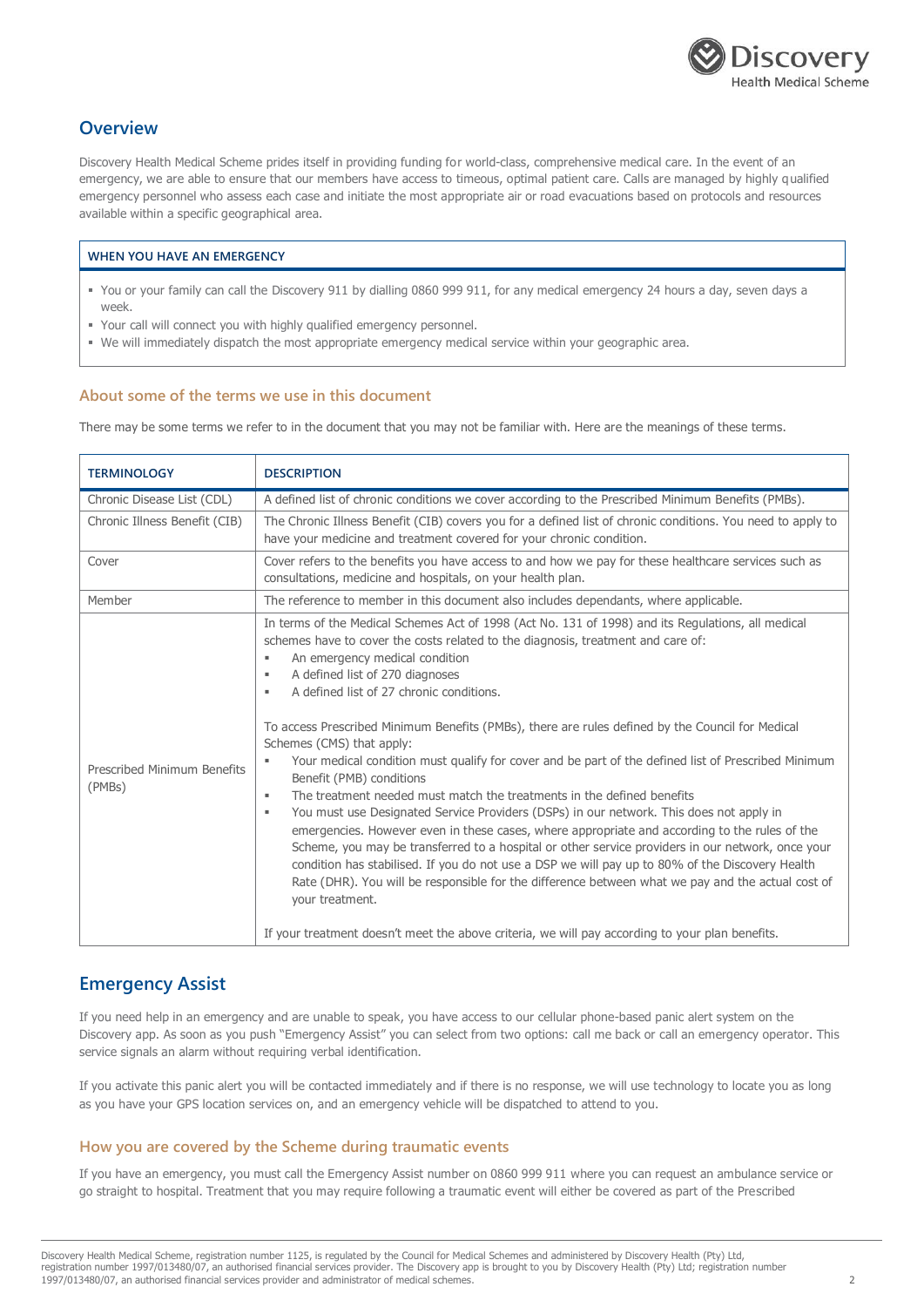## Overview

Discovery Health Medical Scheme prides itself in providing funding for world-class, comprehensive medical care. In the event of an emergency, we are able to ensure that our members have access to timeous, optimal patient care. Calls are managed by highly qualified emergency personnel who assess each case and initiate the most appropriate air or road evacuations based on protocols and resources available within a specific geographical area.

| WHEN YOU HAVE AN EMERGENCY |
| --- |
| ▪ You or your family can call the Discovery 911 by dialling 0860 999 911, for any medical emergency 24 hours a day, seven days a week.<br>▪ Your call will connect you with highly qualified emergency personnel.<br>▪ We will immediately dispatch the most appropriate emergency medical service within your geographic area. |

### About some of the terms we use in this document

There may be some terms we refer to in the document that you may not be familiar with. Here are the meanings of these terms.

| TERMINOLOGY | DESCRIPTION |
| --- | --- |
| Chronic Disease List (CDL) | A defined list of chronic conditions we cover according to the Prescribed Minimum Benefits (PMBs). |
| Chronic Illness Benefit (CIB) | The Chronic Illness Benefit (CIB) covers you for a defined list of chronic conditions. You need to apply to have your medicine and treatment covered for your chronic condition. |
| Cover | Cover refers to the benefits you have access to and how we pay for these healthcare services such as consultations, medicine and hospitals, on your health plan. |
| Member | The reference to member in this document also includes dependants, where applicable. |
| Prescribed Minimum Benefits (PMBs) | In terms of the Medical Schemes Act of 1998 (Act No. 131 of 1998) and its Regulations, all medical schemes have to cover the costs related to the diagnosis, treatment and care of:<br>▪ An emergency medical condition<br>▪ A defined list of 270 diagnoses<br>▪ A defined list of 27 chronic conditions.<br><br>To access Prescribed Minimum Benefits (PMBs), there are rules defined by the Council for Medical Schemes (CMS) that apply:<br>▪ Your medical condition must qualify for cover and be part of the defined list of Prescribed Minimum Benefit (PMB) conditions<br>▪ The treatment needed must match the treatments in the defined benefits<br>▪ You must use Designated Service Providers (DSPs) in our network. This does not apply in emergencies. However even in these cases, where appropriate and according to the rules of the Scheme, you may be transferred to a hospital or other service providers in our network, once your condition has stabilised. If you do not use a DSP we will pay up to 80% of the Discovery Health Rate (DHR). You will be responsible for the difference between what we pay and the actual cost of your treatment.<br><br>If your treatment doesn't meet the above criteria, we will pay according to your plan benefits. |

## Emergency Assist

If you need help in an emergency and are unable to speak, you have access to our cellular phone-based panic alert system on the Discovery app. As soon as you push "Emergency Assist" you can select from two options: call me back or call an emergency operator. This service signals an alarm without requiring verbal identification.

If you activate this panic alert you will be contacted immediately and if there is no response, we will use technology to locate you as long as you have your GPS location services on, and an emergency vehicle will be dispatched to attend to you.

### How you are covered by the Scheme during traumatic events

If you have an emergency, you must call the Emergency Assist number on 0860 999 911 where you can request an ambulance service or go straight to hospital. Treatment that you may require following a traumatic event will either be covered as part of the Prescribed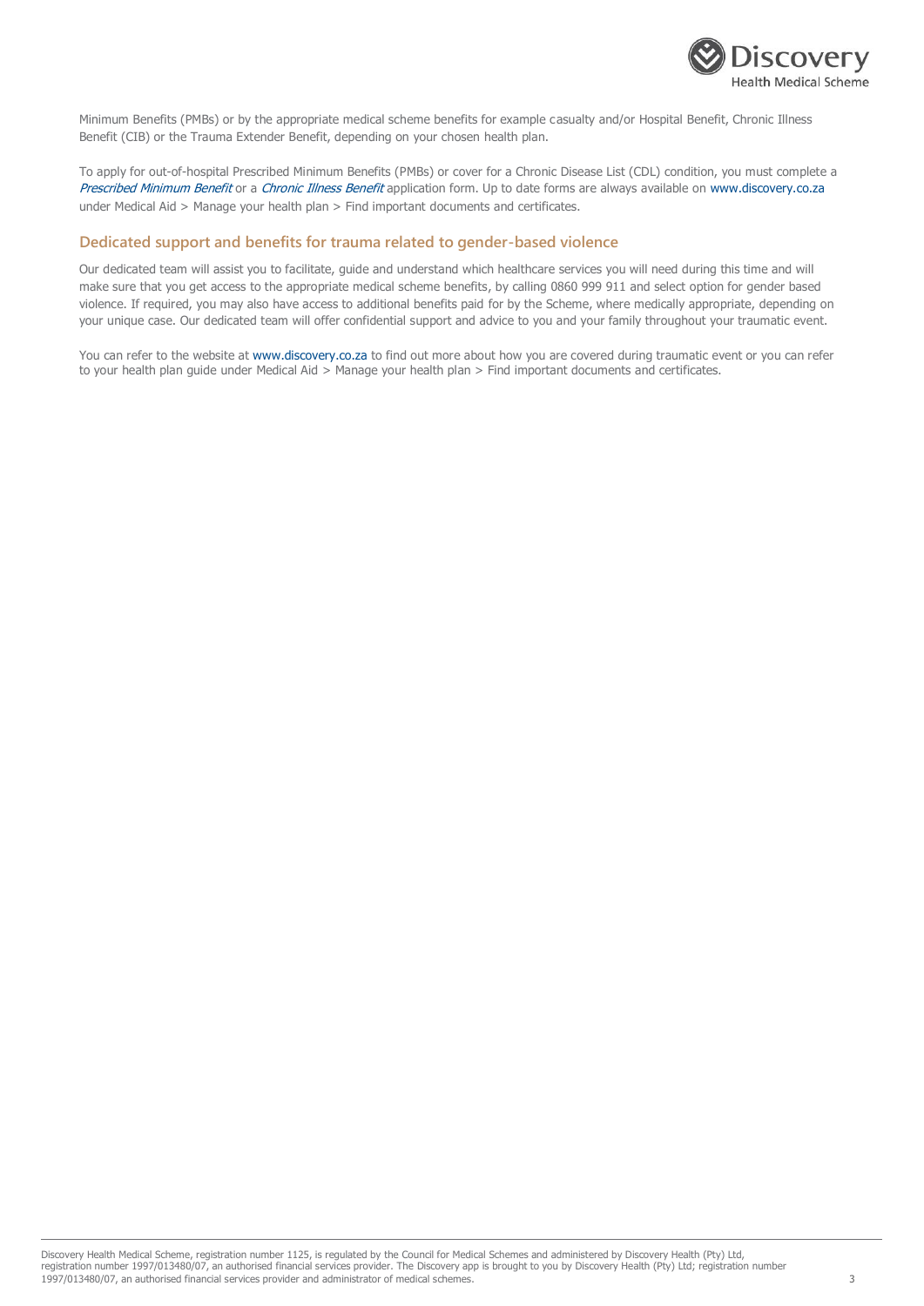Minimum Benefits (PMBs) or by the appropriate medical scheme benefits for example casualty and/or Hospital Benefit, Chronic Illness Benefit (CIB) or the Trauma Extender Benefit, depending on your chosen health plan.

To apply for out-of-hospital Prescribed Minimum Benefits (PMBs) or cover for a Chronic Disease List (CDL) condition, you must complete a *Prescribed Minimum Benefit* or a *Chronic Illness Benefit* application form. Up to date forms are always available on www.discovery.co.za under Medical Aid > Manage your health plan > Find important documents and certificates.

## Dedicated support and benefits for trauma related to gender-based violence

Our dedicated team will assist you to facilitate, guide and understand which healthcare services you will need during this time and will make sure that you get access to the appropriate medical scheme benefits, by calling 0860 999 911 and select option for gender based violence. If required, you may also have access to additional benefits paid for by the Scheme, where medically appropriate, depending on your unique case. Our dedicated team will offer confidential support and advice to you and your family throughout your traumatic event.

You can refer to the website at www.discovery.co.za to find out more about how you are covered during traumatic event or you can refer to your health plan guide under Medical Aid > Manage your health plan > Find important documents and certificates.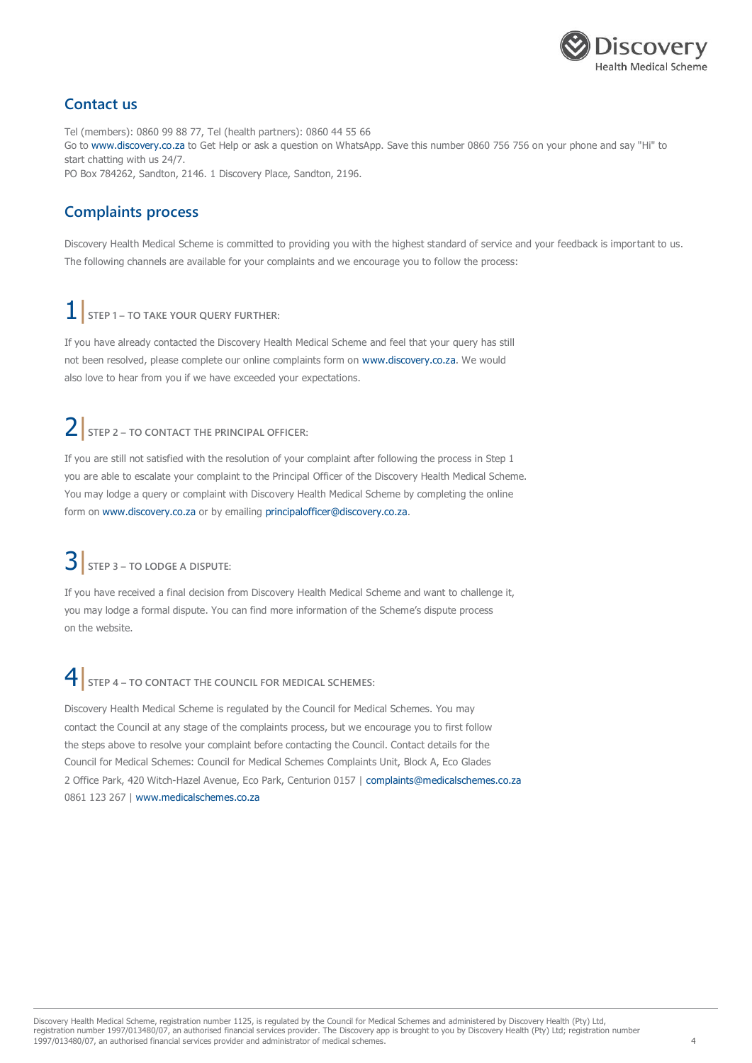## Contact us

Tel (members): 0860 99 88 77, Tel (health partners): 0860 44 55 66
Go to www.discovery.co.za to Get Help or ask a question on WhatsApp. Save this number 0860 756 756 on your phone and say "Hi" to start chatting with us 24/7.
PO Box 784262, Sandton, 2146. 1 Discovery Place, Sandton, 2196.

## Complaints process

Discovery Health Medical Scheme is committed to providing you with the highest standard of service and your feedback is important to us. The following channels are available for your complaints and we encourage you to follow the process:

### 1 | STEP 1 – TO TAKE YOUR QUERY FURTHER:

If you have already contacted the Discovery Health Medical Scheme and feel that your query has still not been resolved, please complete our online complaints form on www.discovery.co.za. We would also love to hear from you if we have exceeded your expectations.

### 2 | STEP 2 – TO CONTACT THE PRINCIPAL OFFICER:

If you are still not satisfied with the resolution of your complaint after following the process in Step 1 you are able to escalate your complaint to the Principal Officer of the Discovery Health Medical Scheme. You may lodge a query or complaint with Discovery Health Medical Scheme by completing the online form on www.discovery.co.za or by emailing principalofficer@discovery.co.za.

### 3 | STEP 3 – TO LODGE A DISPUTE:

If you have received a final decision from Discovery Health Medical Scheme and want to challenge it, you may lodge a formal dispute. You can find more information of the Scheme's dispute process on the website.

### 4 | STEP 4 – TO CONTACT THE COUNCIL FOR MEDICAL SCHEMES:

Discovery Health Medical Scheme is regulated by the Council for Medical Schemes. You may contact the Council at any stage of the complaints process, but we encourage you to first follow the steps above to resolve your complaint before contacting the Council. Contact details for the Council for Medical Schemes: Council for Medical Schemes Complaints Unit, Block A, Eco Glades 2 Office Park, 420 Witch-Hazel Avenue, Eco Park, Centurion 0157 | complaints@medicalschemes.co.za 0861 123 267 | www.medicalschemes.co.za

Discovery Health Medical Scheme, registration number 1125, is regulated by the Council for Medical Schemes and administered by Discovery Health (Pty) Ltd, registration number 1997/013480/07, an authorised financial services provider. The Discovery app is brought to you by Discovery Health (Pty) Ltd; registration number 1997/013480/07, an authorised financial services provider and administrator of medical schemes.